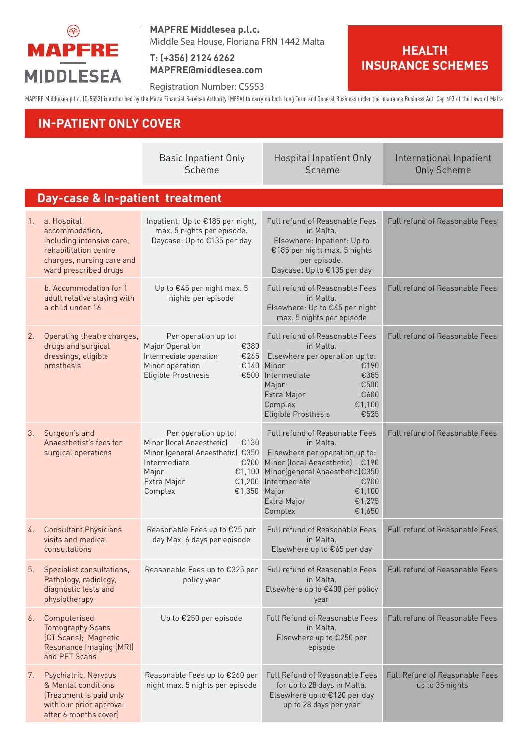**MAPFRE MIDDLESEA**

**MAPFRE Middlesea p.l.c.**
Middle Sea House, Floriana FRN 1442 Malta
**T: (+356) 2124 6262**
**MAPFRE@middlesea.com**
Registration Number: C5553

# HEALTH INSURANCE SCHEMES

MAPFRE Middlesea p.l.c. (C-5553) is authorised by the Malta Financial Services Authority (MFSA) to carry on both Long Term and General Business under the Insurance Business Act, Cap 403 of the Laws of Malta

## IN-PATIENT ONLY COVER

| | Basic Inpatient Only Scheme | Hospital Inpatient Only Scheme | International Inpatient Only Scheme |
|---|---|---|---|
| **Day-case & In-patient treatment** | | | |
| 1. a. Hospital accommodation, including intensive care, rehabilitation centre charges, nursing care and ward prescribed drugs | Inpatient: Up to €185 per night, max. 5 nights per episode. Daycase: Up to €135 per day | Full refund of Reasonable Fees in Malta. Elsewhere: Inpatient: Up to €185 per night max. 5 nights per episode. Daycase: Up to €135 per day | Full refund of Reasonable Fees |
| b. Accommodation for 1 adult relative staying with a child under 16 | Up to €45 per night max. 5 nights per episode | Full refund of Reasonable Fees in Malta. Elsewhere: Up to €45 per night max. 5 nights per episode | Full refund of Reasonable Fees |
| 2. Operating theatre charges, drugs and surgical dressings, eligible prosthesis | Per operation up to: Major Operation €380; Intermediate operation €265; Minor operation €140; Eligible Prosthesis €500 | Full refund of Reasonable Fees in Malta. Elsewhere per operation up to: Minor €190; Intermediate €385; Major €500; Extra Major €600; Complex €1,100; Eligible Prosthesis €525 | Full refund of Reasonable Fees |
| 3. Surgeon's and Anaesthetist's fees for surgical operations | Per operation up to: Minor (local Anaesthetic) €130; Minor (general Anaesthetic) €350; Intermediate €700; Major €1,100; Extra Major €1,200; Complex €1,350 | Full refund of Reasonable Fees in Malta. Elsewhere per operation up to: Minor (local Anaesthetic) €190; Minor(general Anaesthetic) €350; Intermediate €700; Major €1,100; Extra Major €1,275; Complex €1,650 | Full refund of Reasonable Fees |
| 4. Consultant Physicians visits and medical consultations | Reasonable Fees up to €75 per day Max. 6 days per episode | Full refund of Reasonable Fees in Malta. Elsewhere up to €65 per day | Full refund of Reasonable Fees |
| 5. Specialist consultations, Pathology, radiology, diagnostic tests and physiotherapy | Reasonable Fees up to €325 per policy year | Full refund of Reasonable Fees in Malta. Elsewhere up to €400 per policy year | Full refund of Reasonable Fees |
| 6. Computerised Tomography Scans (CT Scans); Magnetic Resonance Imaging (MRI) and PET Scans | Up to €250 per episode | Full Refund of Reasonable Fees in Malta. Elsewhere up to €250 per episode | Full refund of Reasonable Fees |
| 7. Psychiatric, Nervous & Mental conditions (Treatment is paid only with our prior approval after 6 months cover) | Reasonable Fees up to €260 per night max. 5 nights per episode | Full Refund of Reasonable Fees for up to 28 days in Malta. Elsewhere up to €120 per day up to 28 days per year | Full Refund of Reasonable Fees up to 35 nights |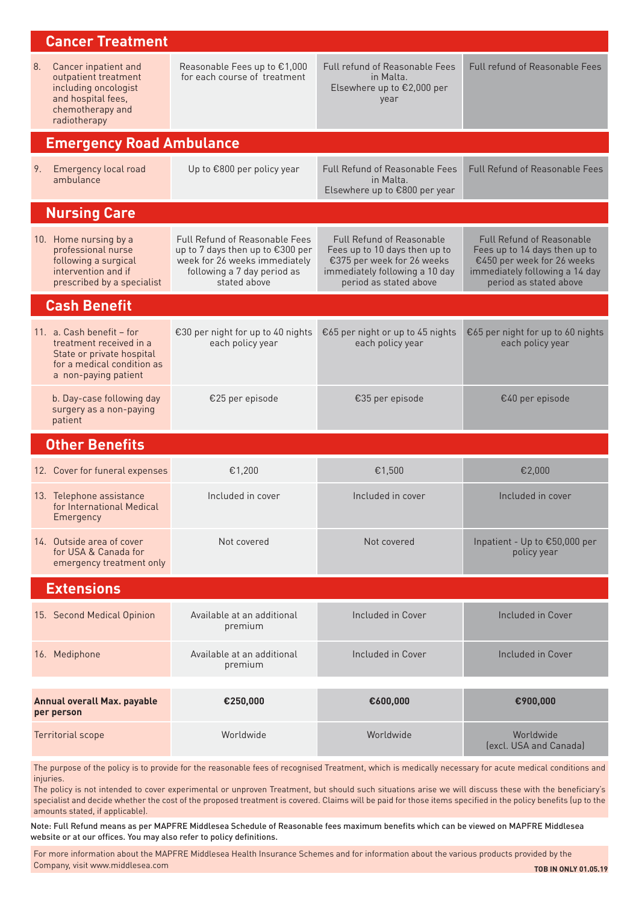| | | | |
|---|---|---|---|
| **Cancer Treatment** | | | |
| 8. Cancer inpatient and outpatient treatment including oncologist and hospital fees, chemotherapy and radiotherapy | Reasonable Fees up to €1,000 for each course of treatment | Full refund of Reasonable Fees in Malta. Elsewhere up to €2,000 per year | Full refund of Reasonable Fees |
| **Emergency Road Ambulance** | | | |
| 9. Emergency local road ambulance | Up to €800 per policy year | Full Refund of Reasonable Fees in Malta. Elsewhere up to €800 per year | Full Refund of Reasonable Fees |
| **Nursing Care** | | | |
| 10. Home nursing by a professional nurse following a surgical intervention and if prescribed by a specialist | Full Refund of Reasonable Fees up to 7 days then up to €300 per week for 26 weeks immediately following a 7 day period as stated above | Full Refund of Reasonable Fees up to 10 days then up to €375 per week for 26 weeks immediately following a 10 day period as stated above | Full Refund of Reasonable Fees up to 14 days then up to €450 per week for 26 weeks immediately following a 14 day period as stated above |
| **Cash Benefit** | | | |
| 11. a. Cash benefit – for treatment received in a State or private hospital for a medical condition as a non-paying patient | €30 per night for up to 40 nights each policy year | €65 per night or up to 45 nights each policy year | €65 per night for up to 60 nights each policy year |
| b. Day-case following day surgery as a non-paying patient | €25 per episode | €35 per episode | €40 per episode |
| **Other Benefits** | | | |
| 12. Cover for funeral expenses | €1,200 | €1,500 | €2,000 |
| 13. Telephone assistance for International Medical Emergency | Included in cover | Included in cover | Included in cover |
| 14. Outside area of cover for USA & Canada for emergency treatment only | Not covered | Not covered | Inpatient - Up to €50,000 per policy year |
| **Extensions** | | | |
| 15. Second Medical Opinion | Available at an additional premium | Included in Cover | Included in Cover |
| 16. Mediphone | Available at an additional premium | Included in Cover | Included in Cover |
| **Annual overall Max. payable per person** | **€250,000** | **€600,000** | **€900,000** |
| Territorial scope | Worldwide | Worldwide | Worldwide (excl. USA and Canada) |

The purpose of the policy is to provide for the reasonable fees of recognised Treatment, which is medically necessary for acute medical conditions and injuries.
The policy is not intended to cover experimental or unproven Treatment, but should such situations arise we will discuss these with the beneficiary's specialist and decide whether the cost of the proposed treatment is covered. Claims will be paid for those items specified in the policy benefits (up to the amounts stated, if applicable).

**Note: Full Refund means as per MAPFRE Middlesea Schedule of Reasonable fees maximum benefits which can be viewed on MAPFRE Middlesea website or at our offices. You may also refer to policy definitions.**

For more information about the MAPFRE Middlesea Health Insurance Schemes and for information about the various products provided by the Company, visit www.middlesea.com

**TOB IN ONLY 01.05.19**